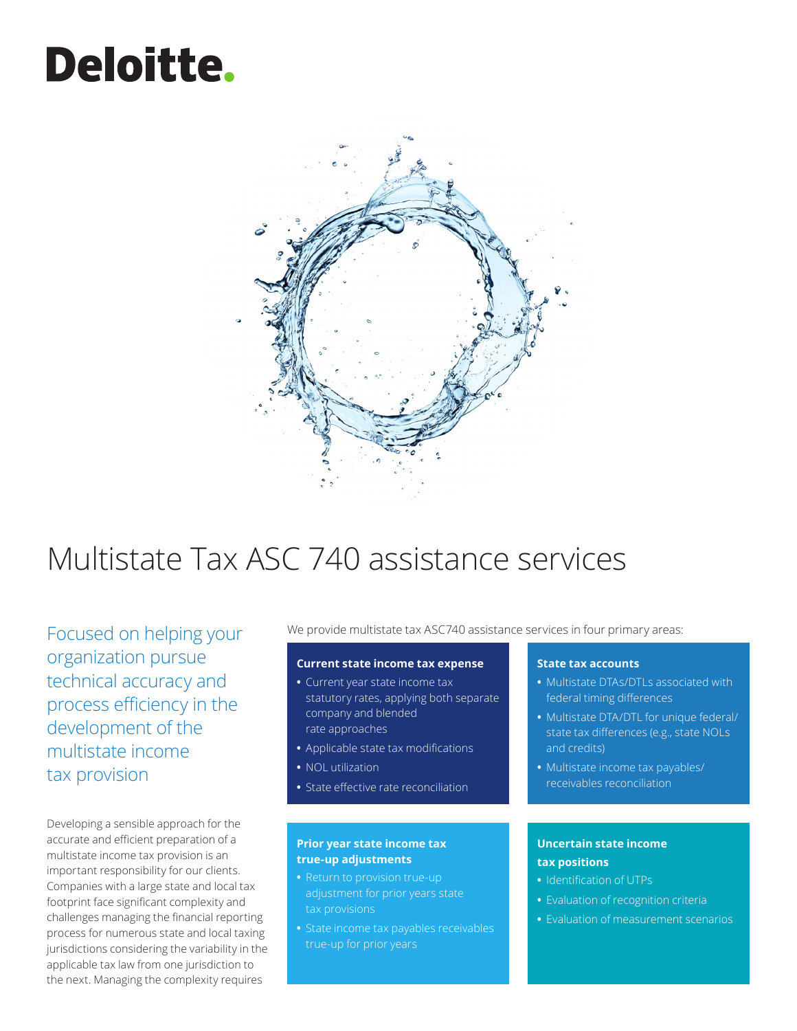Deloitte.

# Multistate Tax ASC 740 assistance services

## Focused on helping your organization pursue technical accuracy and process efficiency in the development of the multistate income tax provision

Developing a sensible approach for the accurate and efficient preparation of a multistate income tax provision is an important responsibility for our clients. Companies with a large state and local tax footprint face significant complexity and challenges managing the financial reporting process for numerous state and local taxing jurisdictions considering the variability in the applicable tax law from one jurisdiction to the next. Managing the complexity requires

We provide multistate tax ASC740 assistance services in four primary areas:

**Current state income tax expense**

- Current year state income tax statutory rates, applying both separate company and blended rate approaches
- Applicable state tax modifications
- NOL utilization
- State effective rate reconciliation

**State tax accounts**

- Multistate DTAs/DTLs associated with federal timing differences
- Multistate DTA/DTL for unique federal/state tax differences (e.g., state NOLs and credits)
- Multistate income tax payables/receivables reconciliation

**Prior year state income tax true-up adjustments**

- Return to provision true-up adjustment for prior years state tax provisions
- State income tax payables receivables true-up for prior years

**Uncertain state income tax positions**

- Identification of UTPs
- Evaluation of recognition criteria
- Evaluation of measurement scenarios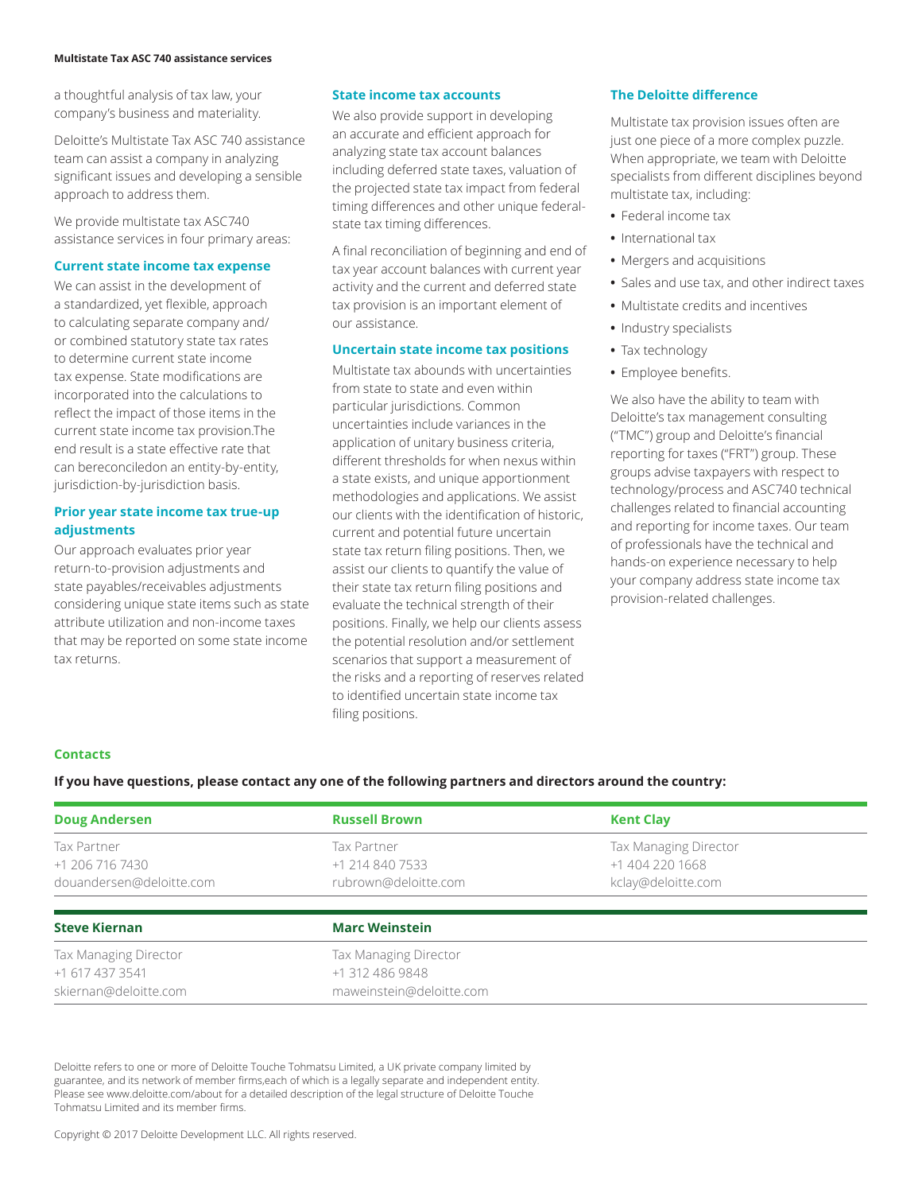a thoughtful analysis of tax law, your company's business and materiality.

Deloitte's Multistate Tax ASC 740 assistance team can assist a company in analyzing significant issues and developing a sensible approach to address them.

We provide multistate tax ASC740 assistance services in four primary areas:

### Current state income tax expense

We can assist in the development of a standardized, yet flexible, approach to calculating separate company and/or combined statutory state tax rates to determine current state income tax expense. State modifications are incorporated into the calculations to reflect the impact of those items in the current state income tax provision.The end result is a state effective rate that can bereconciledon an entity-by-entity, jurisdiction-by-jurisdiction basis.

### Prior year state income tax true-up adjustments

Our approach evaluates prior year return-to-provision adjustments and state payables/receivables adjustments considering unique state items such as state attribute utilization and non-income taxes that may be reported on some state income tax returns.

### State income tax accounts

We also provide support in developing an accurate and efficient approach for analyzing state tax account balances including deferred state taxes, valuation of the projected state tax impact from federal timing differences and other unique federal-state tax timing differences.

A final reconciliation of beginning and end of tax year account balances with current year activity and the current and deferred state tax provision is an important element of our assistance.

### Uncertain state income tax positions

Multistate tax abounds with uncertainties from state to state and even within particular jurisdictions. Common uncertainties include variances in the application of unitary business criteria, different thresholds for when nexus within a state exists, and unique apportionment methodologies and applications. We assist our clients with the identification of historic, current and potential future uncertain state tax return filing positions. Then, we assist our clients to quantify the value of their state tax return filing positions and evaluate the technical strength of their positions. Finally, we help our clients assess the potential resolution and/or settlement scenarios that support a measurement of the risks and a reporting of reserves related to identified uncertain state income tax filing positions.

### The Deloitte difference

Multistate tax provision issues often are just one piece of a more complex puzzle. When appropriate, we team with Deloitte specialists from different disciplines beyond multistate tax, including:

- Federal income tax
- International tax
- Mergers and acquisitions
- Sales and use tax, and other indirect taxes
- Multistate credits and incentives
- Industry specialists
- Tax technology
- Employee benefits.

We also have the ability to team with Deloitte's tax management consulting ("TMC") group and Deloitte's financial reporting for taxes ("FRT") group. These groups advise taxpayers with respect to technology/process and ASC740 technical challenges related to financial accounting and reporting for income taxes. Our team of professionals have the technical and hands-on experience necessary to help your company address state income tax provision-related challenges.

### Contacts

**If you have questions, please contact any one of the following partners and directors around the country:**

**Doug Andersen**
Tax Partner
+1 206 716 7430
douandersen@deloitte.com

**Russell Brown**
Tax Partner
+1 214 840 7533
rubrown@deloitte.com

**Kent Clay**
Tax Managing Director
+1 404 220 1668
kclay@deloitte.com

**Steve Kiernan**
Tax Managing Director
+1 617 437 3541
skiernan@deloitte.com

**Marc Weinstein**
Tax Managing Director
+1 312 486 9848
maweinstein@deloitte.com

Deloitte refers to one or more of Deloitte Touche Tohmatsu Limited, a UK private company limited by guarantee, and its network of member firms,each of which is a legally separate and independent entity. Please see www.deloitte.com/about for a detailed description of the legal structure of Deloitte Touche Tohmatsu Limited and its member firms.

Copyright © 2017 Deloitte Development LLC. All rights reserved.